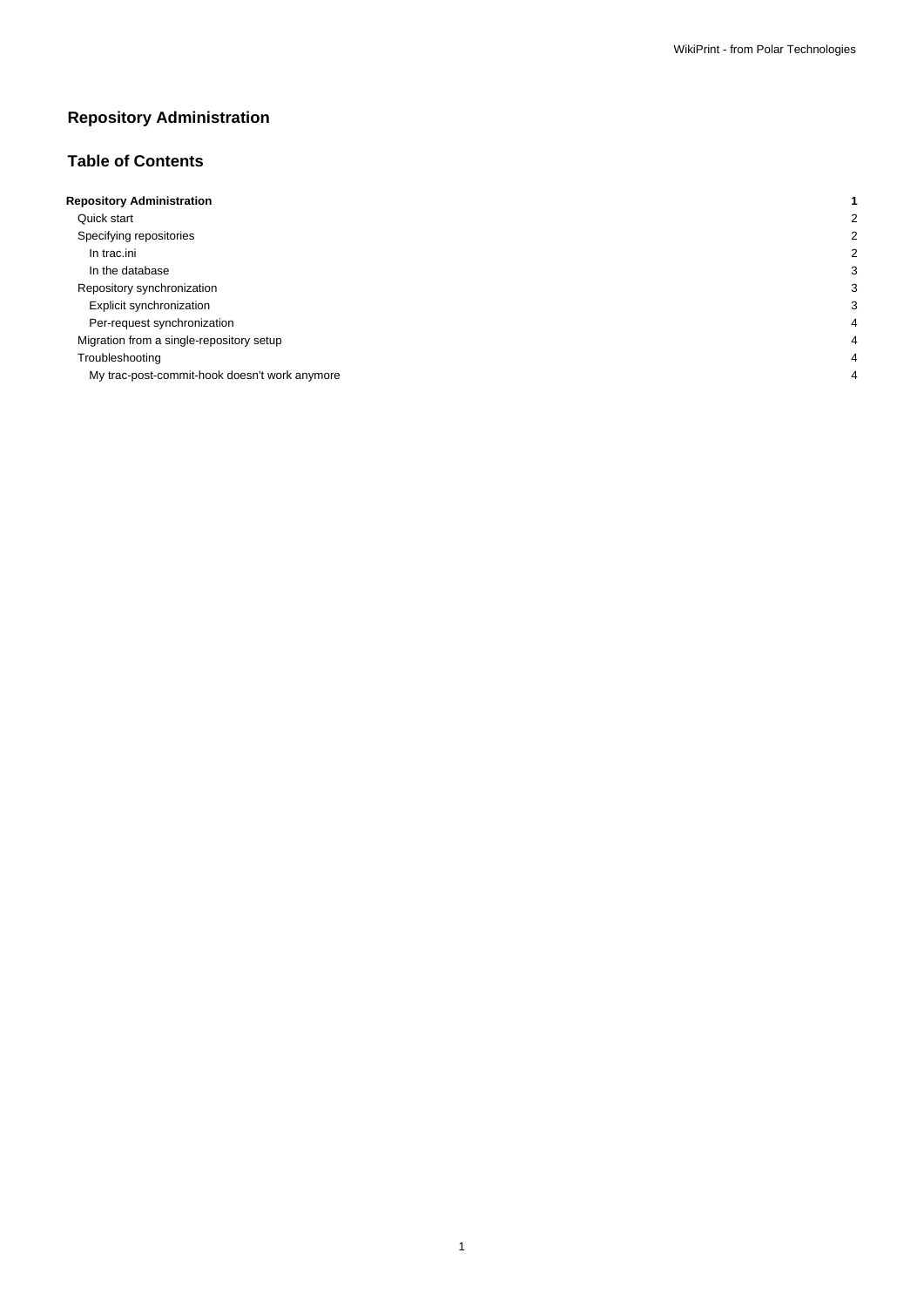# Repository Administration

## Table of Contents

| | |
|---|---|
| **Repository Administration** | **1** |
| Quick start | 2 |
| Specifying repositories | 2 |
| In trac.ini | 2 |
| In the database | 3 |
| Repository synchronization | 3 |
| Explicit synchronization | 3 |
| Per-request synchronization | 4 |
| Migration from a single-repository setup | 4 |
| Troubleshooting | 4 |
| My trac-post-commit-hook doesn't work anymore | 4 |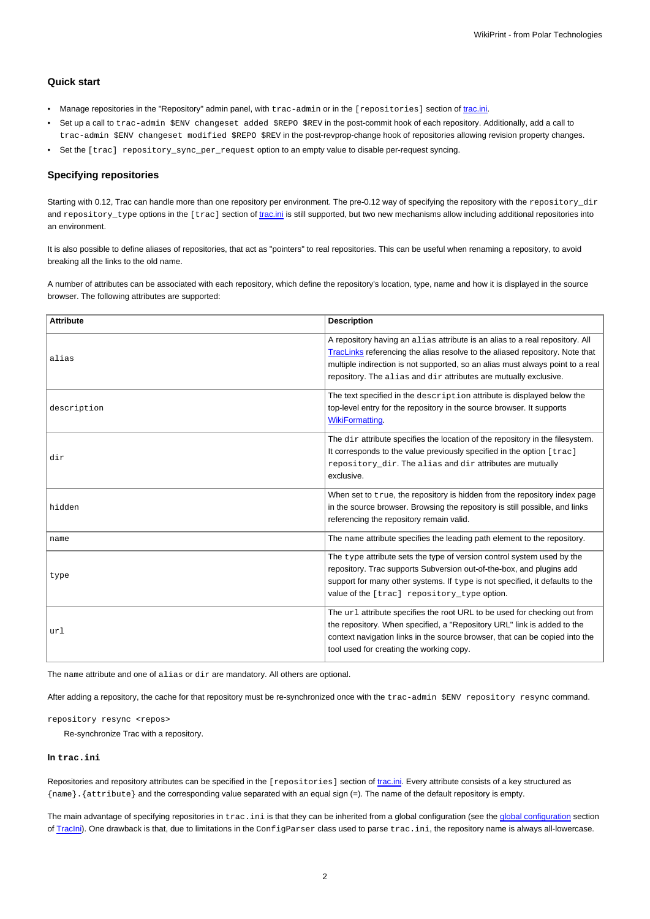### Quick start

- Manage repositories in the "Repository" admin panel, with `trac-admin` or in the `[repositories]` section of trac.ini.
- Set up a call to `trac-admin $ENV changeset added $REPO $REV` in the post-commit hook of each repository. Additionally, add a call to `trac-admin $ENV changeset modified $REPO $REV` in the post-revprop-change hook of repositories allowing revision property changes.
- Set the `[trac] repository_sync_per_request` option to an empty value to disable per-request syncing.

### Specifying repositories

Starting with 0.12, Trac can handle more than one repository per environment. The pre-0.12 way of specifying the repository with the `repository_dir` and `repository_type` options in the `[trac]` section of trac.ini is still supported, but two new mechanisms allow including additional repositories into an environment.

It is also possible to define aliases of repositories, that act as "pointers" to real repositories. This can be useful when renaming a repository, to avoid breaking all the links to the old name.

A number of attributes can be associated with each repository, which define the repository's location, type, name and how it is displayed in the source browser. The following attributes are supported:

| Attribute | Description |
| --- | --- |
| `alias` | A repository having an `alias` attribute is an alias to a real repository. All TracLinks referencing the alias resolve to the aliased repository. Note that multiple indirection is not supported, so an alias must always point to a real repository. The `alias` and `dir` attributes are mutually exclusive. |
| `description` | The text specified in the `description` attribute is displayed below the top-level entry for the repository in the source browser. It supports WikiFormatting. |
| `dir` | The `dir` attribute specifies the location of the repository in the filesystem. It corresponds to the value previously specified in the option `[trac] repository_dir`. The `alias` and `dir` attributes are mutually exclusive. |
| `hidden` | When set to `true`, the repository is hidden from the repository index page in the source browser. Browsing the repository is still possible, and links referencing the repository remain valid. |
| `name` | The `name` attribute specifies the leading path element to the repository. |
| `type` | The `type` attribute sets the type of version control system used by the repository. Trac supports Subversion out-of-the-box, and plugins add support for many other systems. If `type` is not specified, it defaults to the value of the `[trac] repository_type` option. |
| `url` | The `url` attribute specifies the root URL to be used for checking out from the repository. When specified, a "Repository URL" link is added to the context navigation links in the source browser, that can be copied into the tool used for creating the working copy. |

The `name` attribute and one of `alias` or `dir` are mandatory. All others are optional.

After adding a repository, the cache for that repository must be re-synchronized once with the `trac-admin $ENV repository resync` command.

`repository resync <repos>`

Re-synchronize Trac with a repository.

#### In `trac.ini`

Repositories and repository attributes can be specified in the `[repositories]` section of trac.ini. Every attribute consists of a key structured as `{name}.{attribute}` and the corresponding value separated with an equal sign (=). The name of the default repository is empty.

The main advantage of specifying repositories in `trac.ini` is that they can be inherited from a global configuration (see the global configuration section of TracIni). One drawback is that, due to limitations in the `ConfigParser` class used to parse `trac.ini`, the repository name is always all-lowercase.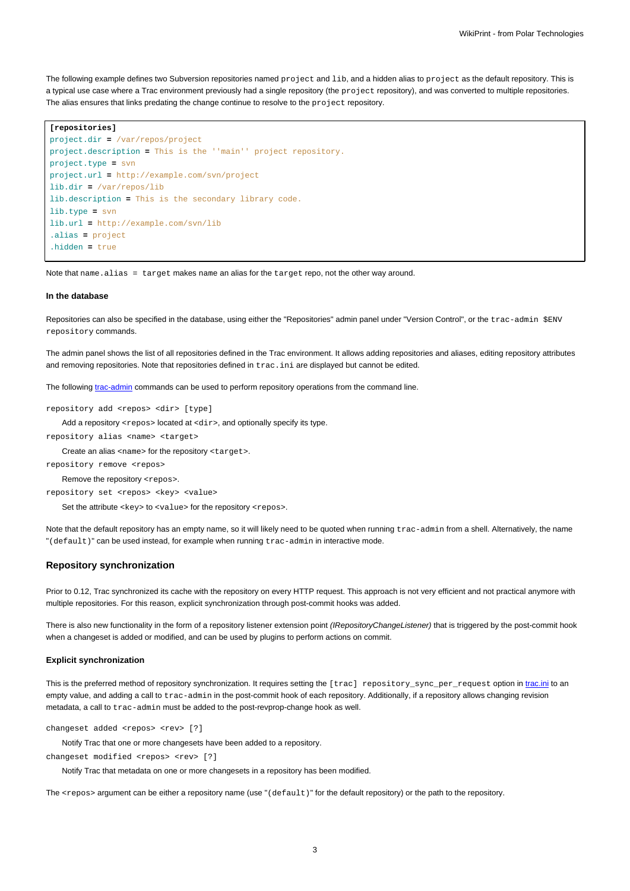The following example defines two Subversion repositories named `project` and `lib`, and a hidden alias to `project` as the default repository. This is a typical use case where a Trac environment previously had a single repository (the `project` repository), and was converted to multiple repositories. The alias ensures that links predating the change continue to resolve to the `project` repository.

```
[repositories]
project.dir = /var/repos/project
project.description = This is the ''main'' project repository.
project.type = svn
project.url = http://example.com/svn/project
lib.dir = /var/repos/lib
lib.description = This is the secondary library code.
lib.type = svn
lib.url = http://example.com/svn/lib
.alias = project
.hidden = true
```

Note that `name.alias = target` makes `name` an alias for the `target` repo, not the other way around.

#### In the database

Repositories can also be specified in the database, using either the "Repositories" admin panel under "Version Control", or the `trac-admin $ENV repository` commands.

The admin panel shows the list of all repositories defined in the Trac environment. It allows adding repositories and aliases, editing repository attributes and removing repositories. Note that repositories defined in `trac.ini` are displayed but cannot be edited.

The following [trac-admin](#) commands can be used to perform repository operations from the command line.

`repository add <repos> <dir> [type]`
: Add a repository `<repos>` located at `<dir>`, and optionally specify its type.

`repository alias <name> <target>`
: Create an alias `<name>` for the repository `<target>`.

`repository remove <repos>`
: Remove the repository `<repos>`.

`repository set <repos> <key> <value>`
: Set the attribute `<key>` to `<value>` for the repository `<repos>`.

Note that the default repository has an empty name, so it will likely need to be quoted when running `trac-admin` from a shell. Alternatively, the name "`(default)`" can be used instead, for example when running `trac-admin` in interactive mode.

### Repository synchronization

Prior to 0.12, Trac synchronized its cache with the repository on every HTTP request. This approach is not very efficient and not practical anymore with multiple repositories. For this reason, explicit synchronization through post-commit hooks was added.

There is also new functionality in the form of a repository listener extension point *(IRepositoryChangeListener)* that is triggered by the post-commit hook when a changeset is added or modified, and can be used by plugins to perform actions on commit.

#### Explicit synchronization

This is the preferred method of repository synchronization. It requires setting the `[trac] repository_sync_per_request` option in [trac.ini](#) to an empty value, and adding a call to `trac-admin` in the post-commit hook of each repository. Additionally, if a repository allows changing revision metadata, a call to `trac-admin` must be added to the post-revprop-change hook as well.

`changeset added <repos> <rev> [?]`
: Notify Trac that one or more changesets have been added to a repository.

`changeset modified <repos> <rev> [?]`
: Notify Trac that metadata on one or more changesets in a repository has been modified.

The `<repos>` argument can be either a repository name (use "`(default)`" for the default repository) or the path to the repository.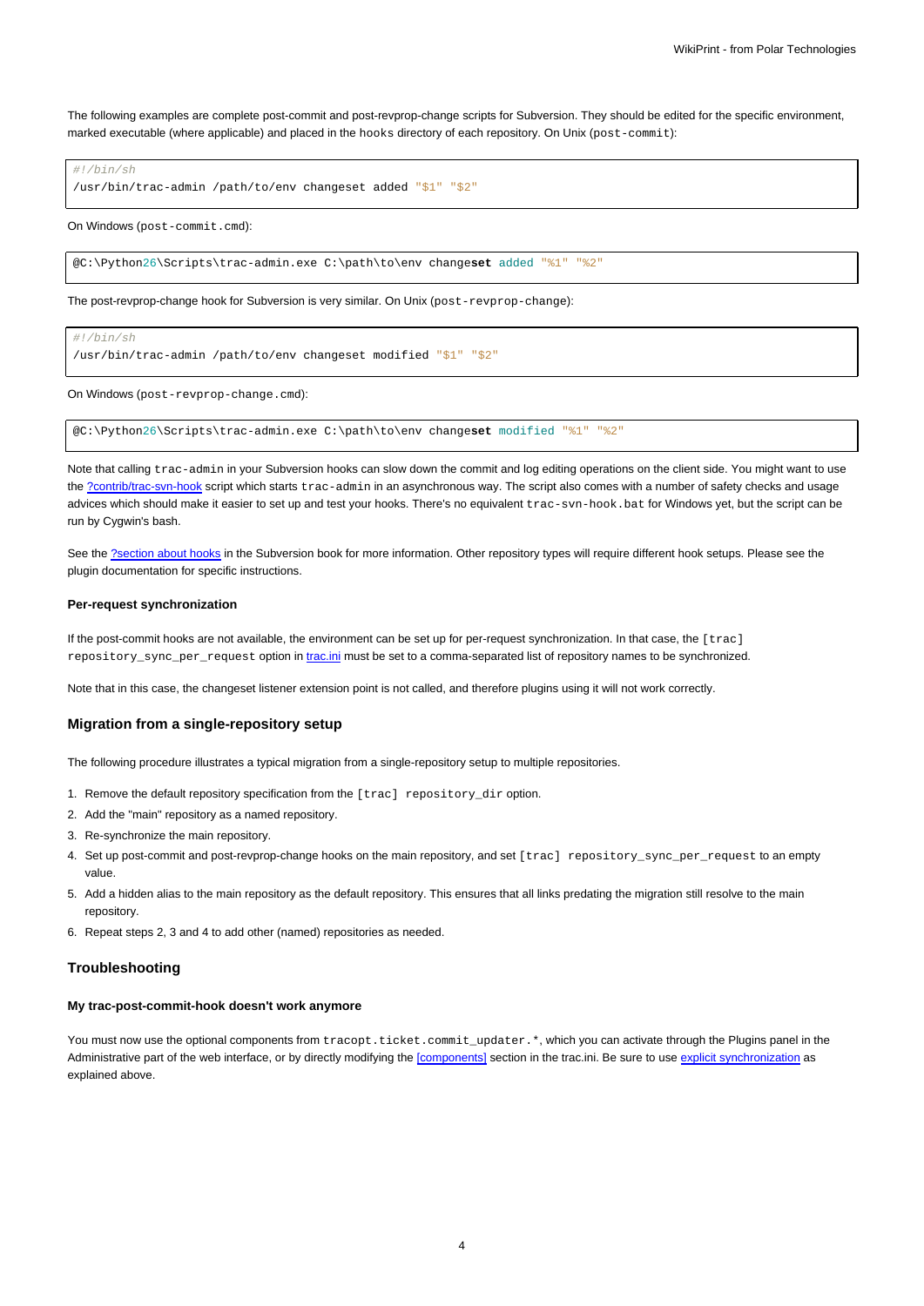The following examples are complete post-commit and post-revprop-change scripts for Subversion. They should be edited for the specific environment, marked executable (where applicable) and placed in the `hooks` directory of each repository. On Unix (`post-commit`):

```
#!/bin/sh
/usr/bin/trac-admin /path/to/env changeset added "$1" "$2"
```

On Windows (`post-commit.cmd`):

```
@C:\Python26\Scripts\trac-admin.exe C:\path\to\env changeset added "%1" "%2"
```

The post-revprop-change hook for Subversion is very similar. On Unix (`post-revprop-change`):

```
#!/bin/sh
/usr/bin/trac-admin /path/to/env changeset modified "$1" "$2"
```

On Windows (`post-revprop-change.cmd`):

```
@C:\Python26\Scripts\trac-admin.exe C:\path\to\env changeset modified "%1" "%2"
```

Note that calling `trac-admin` in your Subversion hooks can slow down the commit and log editing operations on the client side. You might want to use the ?contrib/trac-svn-hook script which starts `trac-admin` in an asynchronous way. The script also comes with a number of safety checks and usage advices which should make it easier to set up and test your hooks. There's no equivalent `trac-svn-hook.bat` for Windows yet, but the script can be run by Cygwin's bash.

See the ?section about hooks in the Subversion book for more information. Other repository types will require different hook setups. Please see the plugin documentation for specific instructions.

#### Per-request synchronization

If the post-commit hooks are not available, the environment can be set up for per-request synchronization. In that case, the `[trac] repository_sync_per_request` option in trac.ini must be set to a comma-separated list of repository names to be synchronized.

Note that in this case, the changeset listener extension point is not called, and therefore plugins using it will not work correctly.

### Migration from a single-repository setup

The following procedure illustrates a typical migration from a single-repository setup to multiple repositories.

1. Remove the default repository specification from the `[trac] repository_dir` option.
2. Add the "main" repository as a named repository.
3. Re-synchronize the main repository.
4. Set up post-commit and post-revprop-change hooks on the main repository, and set `[trac] repository_sync_per_request` to an empty value.
5. Add a hidden alias to the main repository as the default repository. This ensures that all links predating the migration still resolve to the main repository.
6. Repeat steps 2, 3 and 4 to add other (named) repositories as needed.

### Troubleshooting

#### My trac-post-commit-hook doesn't work anymore

You must now use the optional components from `tracopt.ticket.commit_updater.*`, which you can activate through the Plugins panel in the Administrative part of the web interface, or by directly modifying the [components] section in the trac.ini. Be sure to use explicit synchronization as explained above.